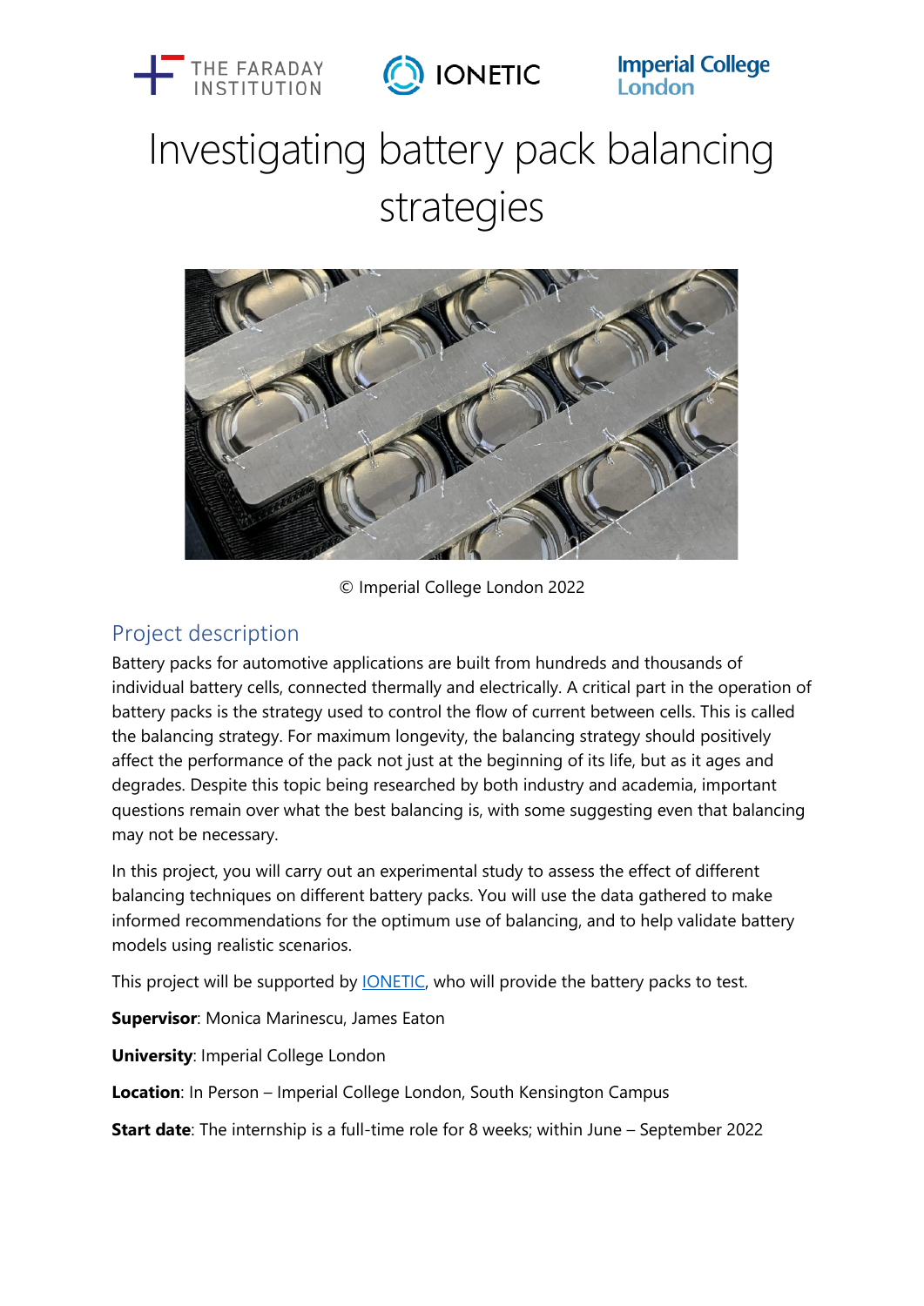# Investigating battery pack balancing strategies

© Imperial College London 2022

## Project description

Battery packs for automotive applications are built from hundreds and thousands of individual battery cells, connected thermally and electrically. A critical part in the operation of battery packs is the strategy used to control the flow of current between cells. This is called the balancing strategy. For maximum longevity, the balancing strategy should positively affect the performance of the pack not just at the beginning of its life, but as it ages and degrades. Despite this topic being researched by both industry and academia, important questions remain over what the best balancing is, with some suggesting even that balancing may not be necessary.

In this project, you will carry out an experimental study to assess the effect of different balancing techniques on different battery packs. You will use the data gathered to make informed recommendations for the optimum use of balancing, and to help validate battery models using realistic scenarios.

This project will be supported by IONETIC, who will provide the battery packs to test.

**Supervisor**: Monica Marinescu, James Eaton

**University**: Imperial College London

**Location**: In Person – Imperial College London, South Kensington Campus

**Start date**: The internship is a full-time role for 8 weeks; within June – September 2022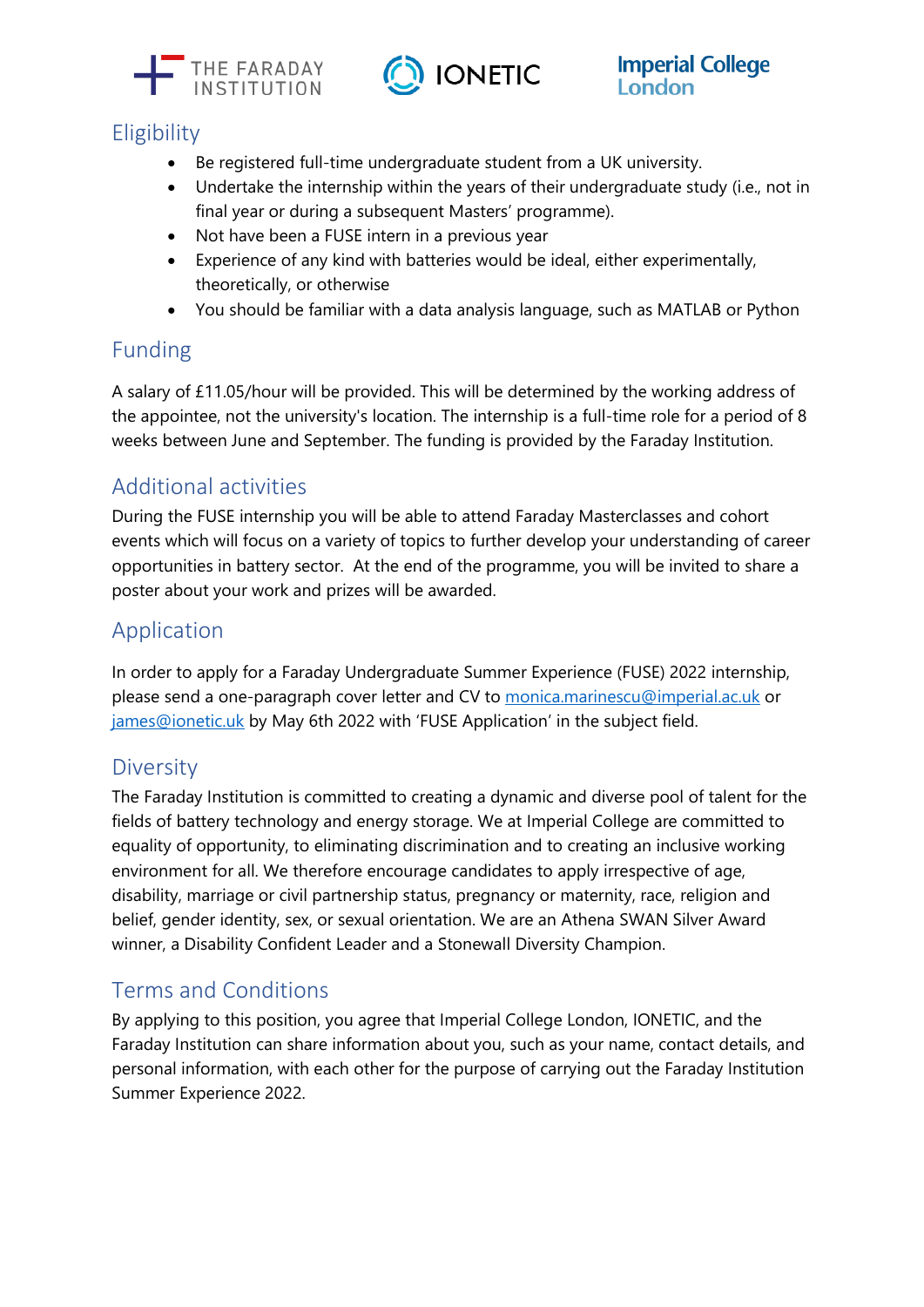## Eligibility

- Be registered full-time undergraduate student from a UK university.
- Undertake the internship within the years of their undergraduate study (i.e., not in final year or during a subsequent Masters' programme).
- Not have been a FUSE intern in a previous year
- Experience of any kind with batteries would be ideal, either experimentally, theoretically, or otherwise
- You should be familiar with a data analysis language, such as MATLAB or Python

## Funding

A salary of £11.05/hour will be provided. This will be determined by the working address of the appointee, not the university's location. The internship is a full-time role for a period of 8 weeks between June and September. The funding is provided by the Faraday Institution.

## Additional activities

During the FUSE internship you will be able to attend Faraday Masterclasses and cohort events which will focus on a variety of topics to further develop your understanding of career opportunities in battery sector. At the end of the programme, you will be invited to share a poster about your work and prizes will be awarded.

## Application

In order to apply for a Faraday Undergraduate Summer Experience (FUSE) 2022 internship, please send a one-paragraph cover letter and CV to monica.marinescu@imperial.ac.uk or james@ionetic.uk by May 6th 2022 with 'FUSE Application' in the subject field.

## Diversity

The Faraday Institution is committed to creating a dynamic and diverse pool of talent for the fields of battery technology and energy storage. We at Imperial College are committed to equality of opportunity, to eliminating discrimination and to creating an inclusive working environment for all. We therefore encourage candidates to apply irrespective of age, disability, marriage or civil partnership status, pregnancy or maternity, race, religion and belief, gender identity, sex, or sexual orientation. We are an Athena SWAN Silver Award winner, a Disability Confident Leader and a Stonewall Diversity Champion.

## Terms and Conditions

By applying to this position, you agree that Imperial College London, IONETIC, and the Faraday Institution can share information about you, such as your name, contact details, and personal information, with each other for the purpose of carrying out the Faraday Institution Summer Experience 2022.